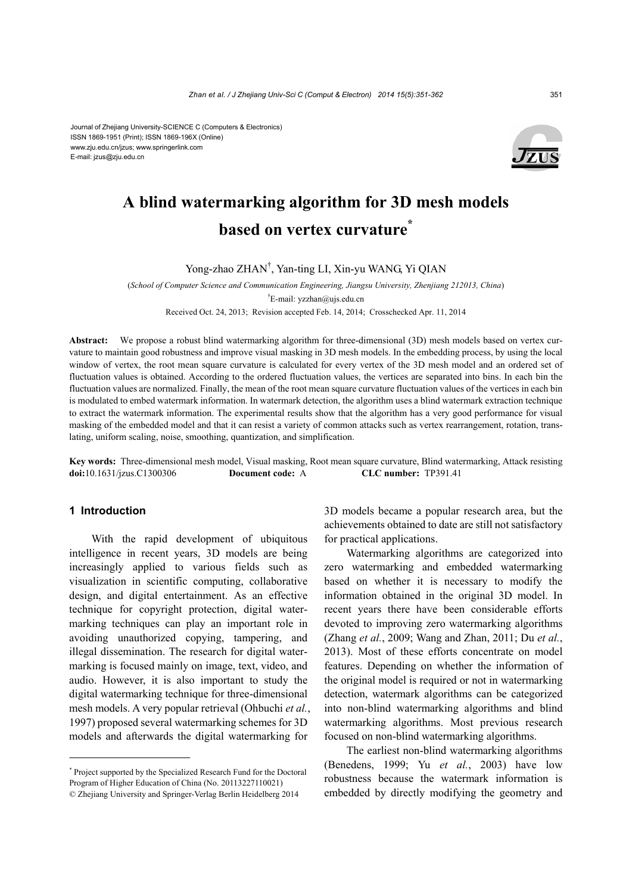Journal of Zhejiang University-SCIENCE C (Computers & Electronics)
ISSN 1869-1951 (Print); ISSN 1869-196X (Online)
www.zju.edu.cn/jzus; www.springerlink.com
E-mail: jzus@zju.edu.cn

# A blind watermarking algorithm for 3D mesh models based on vertex curvature*

Yong-zhao ZHAN†, Yan-ting LI, Xin-yu WANG, Yi QIAN

(*School of Computer Science and Communication Engineering, Jiangsu University, Zhenjiang 212013, China*)

†E-mail: yzzhan@ujs.edu.cn

Received Oct. 24, 2013; Revision accepted Feb. 14, 2014; Crosschecked Apr. 11, 2014

**Abstract:** We propose a robust blind watermarking algorithm for three-dimensional (3D) mesh models based on vertex curvature to maintain good robustness and improve visual masking in 3D mesh models. In the embedding process, by using the local window of vertex, the root mean square curvature is calculated for every vertex of the 3D mesh model and an ordered set of fluctuation values is obtained. According to the ordered fluctuation values, the vertices are separated into bins. In each bin the fluctuation values are normalized. Finally, the mean of the root mean square curvature fluctuation values of the vertices in each bin is modulated to embed watermark information. In watermark detection, the algorithm uses a blind watermark extraction technique to extract the watermark information. The experimental results show that the algorithm has a very good performance for visual masking of the embedded model and that it can resist a variety of common attacks such as vertex rearrangement, rotation, translating, uniform scaling, noise, smoothing, quantization, and simplification.

**Key words:** Three-dimensional mesh model, Visual masking, Root mean square curvature, Blind watermarking, Attack resisting

**doi:**10.1631/jzus.C1300306 **Document code:** A **CLC number:** TP391.41

## 1 Introduction

With the rapid development of ubiquitous intelligence in recent years, 3D models are being increasingly applied to various fields such as visualization in scientific computing, collaborative design, and digital entertainment. As an effective technique for copyright protection, digital watermarking techniques can play an important role in avoiding unauthorized copying, tampering, and illegal dissemination. The research for digital watermarking is focused mainly on image, text, video, and audio. However, it is also important to study the digital watermarking technique for three-dimensional mesh models. A very popular retrieval (Ohbuchi *et al.*, 1997) proposed several watermarking schemes for 3D models and afterwards the digital watermarking for 3D models became a popular research area, but the achievements obtained to date are still not satisfactory for practical applications.

Watermarking algorithms are categorized into zero watermarking and embedded watermarking based on whether it is necessary to modify the information obtained in the original 3D model. In recent years there have been considerable efforts devoted to improving zero watermarking algorithms (Zhang *et al.*, 2009; Wang and Zhan, 2011; Du *et al.*, 2013). Most of these efforts concentrate on model features. Depending on whether the information of the original model is required or not in watermarking detection, watermark algorithms can be categorized into non-blind watermarking algorithms and blind watermarking algorithms. Most previous research focused on non-blind watermarking algorithms.

The earliest non-blind watermarking algorithms (Benedens, 1999; Yu *et al.*, 2003) have low robustness because the watermark information is embedded by directly modifying the geometry and

---

* Project supported by the Specialized Research Fund for the Doctoral Program of Higher Education of China (No. 20113227110021)

© Zhejiang University and Springer-Verlag Berlin Heidelberg 2014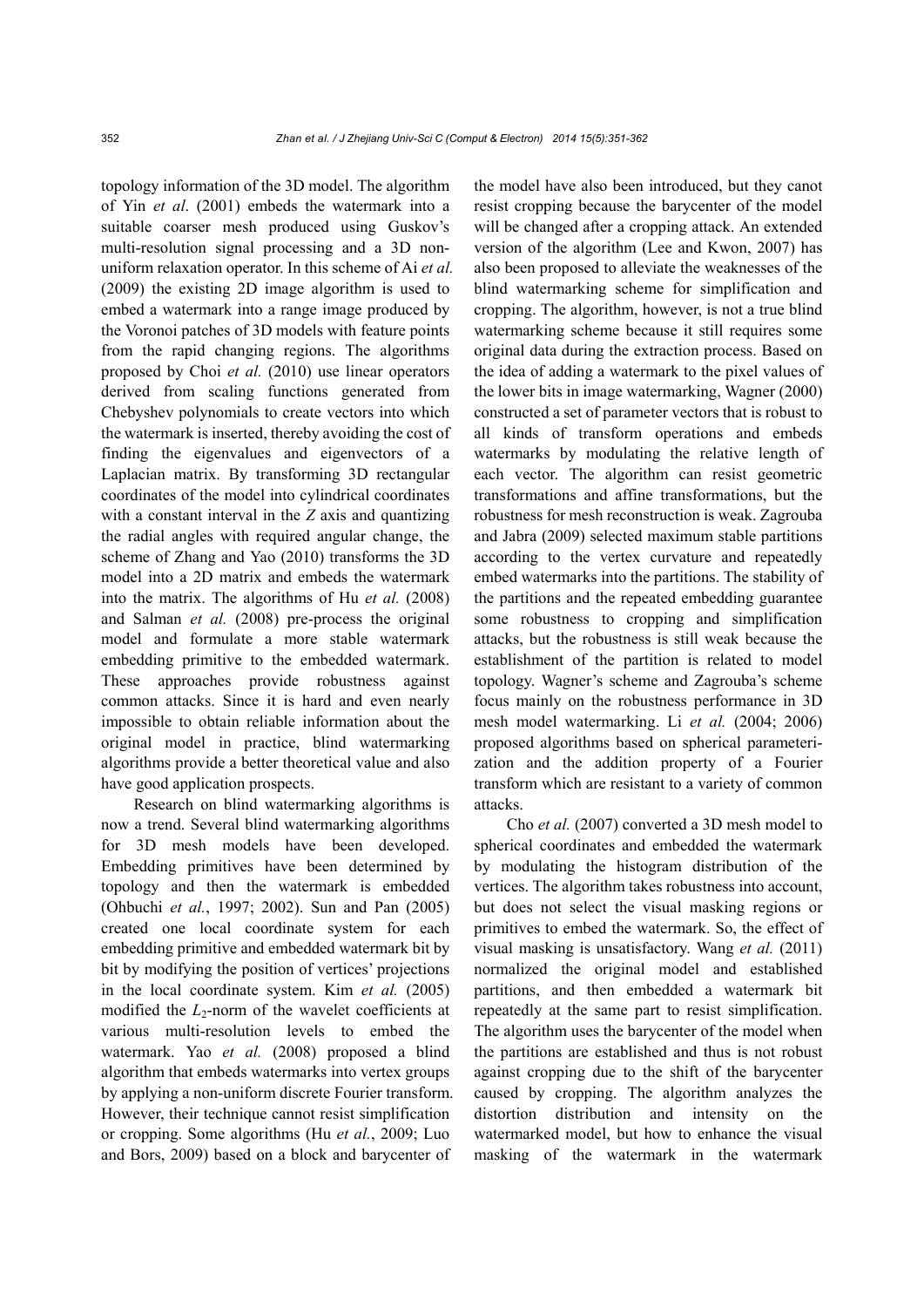topology information of the 3D model. The algorithm of Yin *et al*. (2001) embeds the watermark into a suitable coarser mesh produced using Guskov's multi-resolution signal processing and a 3D non-uniform relaxation operator. In this scheme of Ai *et al.* (2009) the existing 2D image algorithm is used to embed a watermark into a range image produced by the Voronoi patches of 3D models with feature points from the rapid changing regions. The algorithms proposed by Choi *et al.* (2010) use linear operators derived from scaling functions generated from Chebyshev polynomials to create vectors into which the watermark is inserted, thereby avoiding the cost of finding the eigenvalues and eigenvectors of a Laplacian matrix. By transforming 3D rectangular coordinates of the model into cylindrical coordinates with a constant interval in the $Z$ axis and quantizing the radial angles with required angular change, the scheme of Zhang and Yao (2010) transforms the 3D model into a 2D matrix and embeds the watermark into the matrix. The algorithms of Hu *et al.* (2008) and Salman *et al.* (2008) pre-process the original model and formulate a more stable watermark embedding primitive to the embedded watermark. These approaches provide robustness against common attacks. Since it is hard and even nearly impossible to obtain reliable information about the original model in practice, blind watermarking algorithms provide a better theoretical value and also have good application prospects.

Research on blind watermarking algorithms is now a trend. Several blind watermarking algorithms for 3D mesh models have been developed. Embedding primitives have been determined by topology and then the watermark is embedded (Ohbuchi *et al.*, 1997; 2002). Sun and Pan (2005) created one local coordinate system for each embedding primitive and embedded watermark bit by bit by modifying the position of vertices' projections in the local coordinate system. Kim *et al.* (2005) modified the $L_2$-norm of the wavelet coefficients at various multi-resolution levels to embed the watermark. Yao *et al.* (2008) proposed a blind algorithm that embeds watermarks into vertex groups by applying a non-uniform discrete Fourier transform. However, their technique cannot resist simplification or cropping. Some algorithms (Hu *et al.*, 2009; Luo and Bors, 2009) based on a block and barycenter of the model have also been introduced, but they canot resist cropping because the barycenter of the model will be changed after a cropping attack. An extended version of the algorithm (Lee and Kwon, 2007) has also been proposed to alleviate the weaknesses of the blind watermarking scheme for simplification and cropping. The algorithm, however, is not a true blind watermarking scheme because it still requires some original data during the extraction process. Based on the idea of adding a watermark to the pixel values of the lower bits in image watermarking, Wagner (2000) constructed a set of parameter vectors that is robust to all kinds of transform operations and embeds watermarks by modulating the relative length of each vector. The algorithm can resist geometric transformations and affine transformations, but the robustness for mesh reconstruction is weak. Zagrouba and Jabra (2009) selected maximum stable partitions according to the vertex curvature and repeatedly embed watermarks into the partitions. The stability of the partitions and the repeated embedding guarantee some robustness to cropping and simplification attacks, but the robustness is still weak because the establishment of the partition is related to model topology. Wagner's scheme and Zagrouba's scheme focus mainly on the robustness performance in 3D mesh model watermarking. Li *et al.* (2004; 2006) proposed algorithms based on spherical parameterization and the addition property of a Fourier transform which are resistant to a variety of common attacks.

Cho *et al.* (2007) converted a 3D mesh model to spherical coordinates and embedded the watermark by modulating the histogram distribution of the vertices. The algorithm takes robustness into account, but does not select the visual masking regions or primitives to embed the watermark. So, the effect of visual masking is unsatisfactory. Wang *et al.* (2011) normalized the original model and established partitions, and then embedded a watermark bit repeatedly at the same part to resist simplification. The algorithm uses the barycenter of the model when the partitions are established and thus is not robust against cropping due to the shift of the barycenter caused by cropping. The algorithm analyzes the distortion distribution and intensity on the watermarked model, but how to enhance the visual masking of the watermark in the watermark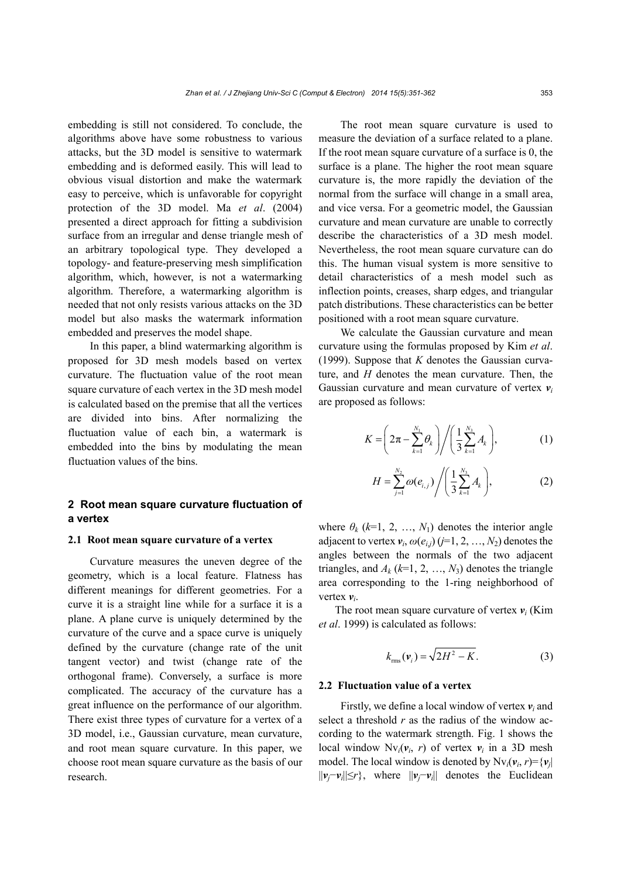embedding is still not considered. To conclude, the algorithms above have some robustness to various attacks, but the 3D model is sensitive to watermark embedding and is deformed easily. This will lead to obvious visual distortion and make the watermark easy to perceive, which is unfavorable for copyright protection of the 3D model. Ma *et al*. (2004) presented a direct approach for fitting a subdivision surface from an irregular and dense triangle mesh of an arbitrary topological type. They developed a topology- and feature-preserving mesh simplification algorithm, which, however, is not a watermarking algorithm. Therefore, a watermarking algorithm is needed that not only resists various attacks on the 3D model but also masks the watermark information embedded and preserves the model shape.

In this paper, a blind watermarking algorithm is proposed for 3D mesh models based on vertex curvature. The fluctuation value of the root mean square curvature of each vertex in the 3D mesh model is calculated based on the premise that all the vertices are divided into bins. After normalizing the fluctuation value of each bin, a watermark is embedded into the bins by modulating the mean fluctuation values of the bins.

## 2 Root mean square curvature fluctuation of a vertex

### 2.1 Root mean square curvature of a vertex

Curvature measures the uneven degree of the geometry, which is a local feature. Flatness has different meanings for different geometries. For a curve it is a straight line while for a surface it is a plane. A plane curve is uniquely determined by the curvature of the curve and a space curve is uniquely defined by the curvature (change rate of the unit tangent vector) and twist (change rate of the orthogonal frame). Conversely, a surface is more complicated. The accuracy of the curvature has a great influence on the performance of our algorithm. There exist three types of curvature for a vertex of a 3D model, i.e., Gaussian curvature, mean curvature, and root mean square curvature. In this paper, we choose root mean square curvature as the basis of our research.

The root mean square curvature is used to measure the deviation of a surface related to a plane. If the root mean square curvature of a surface is 0, the surface is a plane. The higher the root mean square curvature is, the more rapidly the deviation of the normal from the surface will change in a small area, and vice versa. For a geometric model, the Gaussian curvature and mean curvature are unable to correctly describe the characteristics of a 3D mesh model. Nevertheless, the root mean square curvature can do this. The human visual system is more sensitive to detail characteristics of a mesh model such as inflection points, creases, sharp edges, and triangular patch distributions. These characteristics can be better positioned with a root mean square curvature.

We calculate the Gaussian curvature and mean curvature using the formulas proposed by Kim *et al*. (1999). Suppose that $K$ denotes the Gaussian curvature, and $H$ denotes the mean curvature. Then, the Gaussian curvature and mean curvature of vertex $\boldsymbol{v}_i$ are proposed as follows:

$$K = \left(2\pi - \sum_{k=1}^{N_1} \theta_k\right) \Big/ \left(\frac{1}{3}\sum_{k=1}^{N_3} A_k\right), \tag{1}$$

$$H = \sum_{j=1}^{N_2} \omega(e_{i,j}) \Big/ \left(\frac{1}{3}\sum_{k=1}^{N_3} A_k\right), \tag{2}$$

where $\theta_k$ ($k$=1, 2, …, $N_1$) denotes the interior angle adjacent to vertex $\boldsymbol{v}_i$, $\omega(e_{i,j})$ ($j$=1, 2, …, $N_2$) denotes the angles between the normals of the two adjacent triangles, and $A_k$ ($k$=1, 2, …, $N_3$) denotes the triangle area corresponding to the 1-ring neighborhood of vertex $\boldsymbol{v}_i$.

The root mean square curvature of vertex $\boldsymbol{v}_i$ (Kim *et al*. 1999) is calculated as follows:

$$k_{\text{rms}}(\boldsymbol{v}_i) = \sqrt{2H^2 - K}. \tag{3}$$

### 2.2 Fluctuation value of a vertex

Firstly, we define a local window of vertex $\boldsymbol{v}_i$ and select a threshold $r$ as the radius of the window according to the watermark strength. Fig. 1 shows the local window $\text{Nv}_i(\boldsymbol{v}_i, r)$ of vertex $\boldsymbol{v}_i$ in a 3D mesh model. The local window is denoted by $\text{Nv}_i(\boldsymbol{v}_i, r)=\{\boldsymbol{v}_j \mid \|\boldsymbol{v}_j-\boldsymbol{v}_i\|\le r\}$, where $\|\boldsymbol{v}_j-\boldsymbol{v}_i\|$ denotes the Euclidean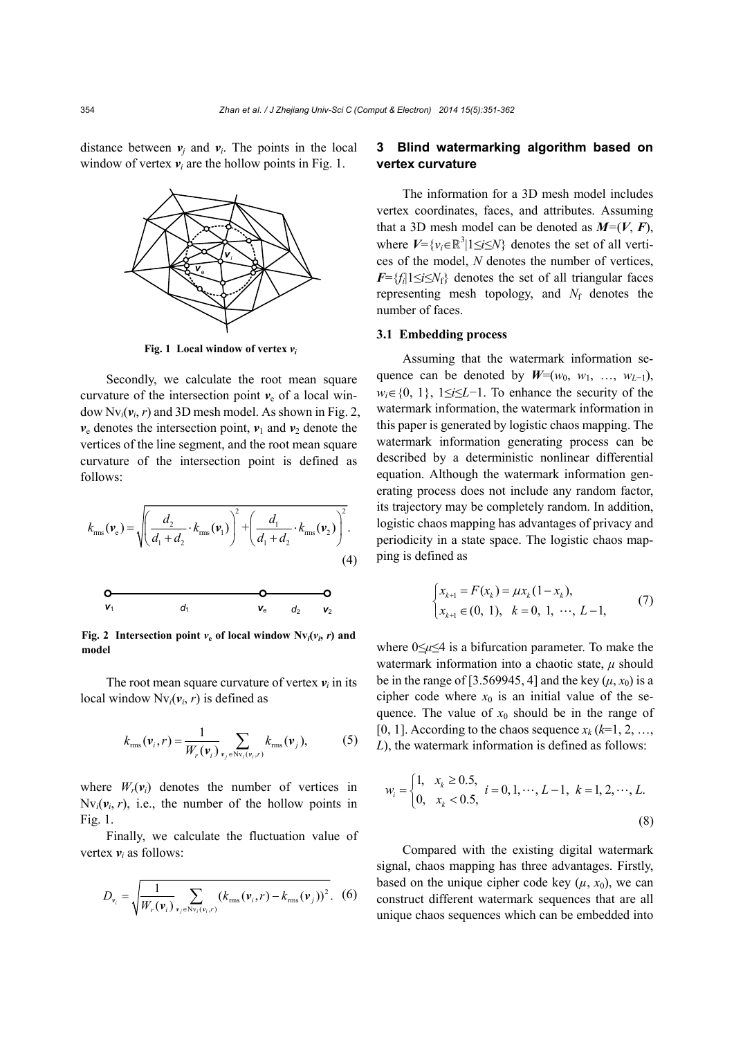distance between $\boldsymbol{v}_j$ and $\boldsymbol{v}_i$. The points in the local window of vertex $\boldsymbol{v}_i$ are the hollow points in Fig. 1.

**Fig. 1 Local window of vertex $\boldsymbol{v}_i$**

Secondly, we calculate the root mean square curvature of the intersection point $\boldsymbol{v}_e$ of a local window $\mathrm{Nv}_i(\boldsymbol{v}_i, r)$ and 3D mesh model. As shown in Fig. 2, $\boldsymbol{v}_e$ denotes the intersection point, $\boldsymbol{v}_1$ and $\boldsymbol{v}_2$ denote the vertices of the line segment, and the root mean square curvature of the intersection point is defined as follows:

$$k_{\mathrm{rms}}(\boldsymbol{v}_e) = \sqrt{\left(\frac{d_2}{d_1+d_2}\cdot k_{\mathrm{rms}}(\boldsymbol{v}_1)\right)^2 + \left(\frac{d_1}{d_1+d_2}\cdot k_{\mathrm{rms}}(\boldsymbol{v}_2)\right)^2}. \tag{4}$$

**Fig. 2 Intersection point $\boldsymbol{v}_e$ of local window $\mathrm{Nv}_i(\boldsymbol{v}_i, r)$ and model**

The root mean square curvature of vertex $\boldsymbol{v}_i$ in its local window $\mathrm{Nv}_i(\boldsymbol{v}_i, r)$ is defined as

$$k_{\mathrm{rms}}(\boldsymbol{v}_i, r) = \frac{1}{W_r(\boldsymbol{v}_i)} \sum_{\boldsymbol{v}_j \in \mathrm{Nv}_i(\boldsymbol{v}_i, r)} k_{\mathrm{rms}}(\boldsymbol{v}_j), \tag{5}$$

where $W_r(\boldsymbol{v}_i)$ denotes the number of vertices in $\mathrm{Nv}_i(\boldsymbol{v}_i, r)$, i.e., the number of the hollow points in Fig. 1.

Finally, we calculate the fluctuation value of vertex $\boldsymbol{v}_i$ as follows:

$$D_{\boldsymbol{v}_i} = \sqrt{\frac{1}{W_r(\boldsymbol{v}_i)} \sum_{\boldsymbol{v}_j \in \mathrm{Nv}_i(\boldsymbol{v}_i, r)} (k_{\mathrm{rms}}(\boldsymbol{v}_i, r) - k_{\mathrm{rms}}(\boldsymbol{v}_j))^2}. \tag{6}$$

## 3 Blind watermarking algorithm based on vertex curvature

The information for a 3D mesh model includes vertex coordinates, faces, and attributes. Assuming that a 3D mesh model can be denoted as $\boldsymbol{M}=(\boldsymbol{V}, \boldsymbol{F})$, where $\boldsymbol{V}=\{v_i\in\mathbb{R}^3|1\le i\le N\}$ denotes the set of all vertices of the model, $N$ denotes the number of vertices, $\boldsymbol{F}=\{f_i|1\le i\le N_f\}$ denotes the set of all triangular faces representing mesh topology, and $N_f$ denotes the number of faces.

### 3.1 Embedding process

Assuming that the watermark information sequence can be denoted by $\boldsymbol{W}=(w_0, w_1, \ldots, w_{L-1})$, $w_i\in\{0, 1\}$, $1\le i\le L-1$. To enhance the security of the watermark information, the watermark information in this paper is generated by logistic chaos mapping. The watermark information generating process can be described by a deterministic nonlinear differential equation. Although the watermark information generating process does not include any random factor, its trajectory may be completely random. In addition, logistic chaos mapping has advantages of privacy and periodicity in a state space. The logistic chaos mapping is defined as

$$\begin{cases} x_{k+1} = F(x_k) = \mu x_k(1-x_k), \\ x_{k+1}\in(0, 1), \quad k=0, 1, \cdots, L-1, \end{cases} \tag{7}$$

where $0\le\mu\le4$ is a bifurcation parameter. To make the watermark information into a chaotic state, $\mu$ should be in the range of [3.569945, 4] and the key $(\mu, x_0)$ is a cipher code where $x_0$ is an initial value of the sequence. The value of $x_0$ should be in the range of [0, 1]. According to the chaos sequence $x_k$ ($k$=1, 2, …, $L$), the watermark information is defined as follows:

$$w_i = \begin{cases} 1, & x_k \ge 0.5, \\ 0, & x_k < 0.5, \end{cases} \quad i=0,1,\cdots,L-1, \quad k=1,2,\cdots,L. \tag{8}$$

Compared with the existing digital watermark signal, chaos mapping has three advantages. Firstly, based on the unique cipher code key $(\mu, x_0)$, we can construct different watermark sequences that are all unique chaos sequences which can be embedded into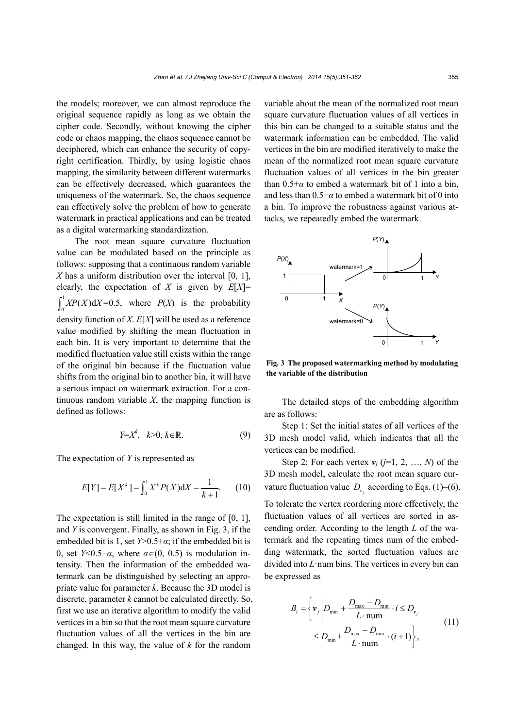the models; moreover, we can almost reproduce the original sequence rapidly as long as we obtain the cipher code. Secondly, without knowing the cipher code or chaos mapping, the chaos sequence cannot be deciphered, which can enhance the security of copyright certification. Thirdly, by using logistic chaos mapping, the similarity between different watermarks can be effectively decreased, which guarantees the uniqueness of the watermark. So, the chaos sequence can effectively solve the problem of how to generate watermark in practical applications and can be treated as a digital watermarking standardization.

The root mean square curvature fluctuation value can be modulated based on the principle as follows: supposing that a continuous random variable $X$ has a uniform distribution over the interval [0, 1], clearly, the expectation of $X$ is given by $E[X]=\int_0^1 XP(X)\mathrm{d}X=0.5$, where $P(X)$ is the probability density function of $X$. $E[X]$ will be used as a reference value modified by shifting the mean fluctuation in each bin. It is very important to determine that the modified fluctuation value still exists within the range of the original bin because if the fluctuation value shifts from the original bin to another bin, it will have a serious impact on watermark extraction. For a continuous random variable $X$, the mapping function is defined as follows:

$$Y=X^k, \quad k>0, k\in\mathbb{R}. \tag{9}$$

The expectation of $Y$ is represented as

$$E[Y]=E[X^k]=\int_0^1 X^k P(X)\mathrm{d}X=\frac{1}{k+1}. \tag{10}$$

The expectation is still limited in the range of [0, 1], and $Y$ is convergent. Finally, as shown in Fig. 3, if the embedded bit is 1, set $Y>0.5+\alpha$; if the embedded bit is 0, set $Y<0.5-\alpha$, where $\alpha\in(0, 0.5)$ is modulation intensity. Then the information of the embedded watermark can be distinguished by selecting an appropriate value for parameter $k$. Because the 3D model is discrete, parameter $k$ cannot be calculated directly. So, first we use an iterative algorithm to modify the valid vertices in a bin so that the root mean square curvature fluctuation values of all the vertices in the bin are changed. In this way, the value of $k$ for the random variable about the mean of the normalized root mean square curvature fluctuation values of all vertices in this bin can be changed to a suitable status and the watermark information can be embedded. The valid vertices in the bin are modified iteratively to make the mean of the normalized root mean square curvature fluctuation values of all vertices in the bin greater than $0.5+\alpha$ to embed a watermark bit of 1 into a bin, and less than $0.5-\alpha$ to embed a watermark bit of 0 into a bin. To improve the robustness against various attacks, we repeatedly embed the watermark.

**Fig. 3 The proposed watermarking method by modulating the variable of the distribution**

The detailed steps of the embedding algorithm are as follows:

Step 1: Set the initial states of all vertices of the 3D mesh model valid, which indicates that all the vertices can be modified.

Step 2: For each vertex $\boldsymbol{v}_j$ ($j$=1, 2, …, $N$) of the 3D mesh model, calculate the root mean square curvature fluctuation value $D_{\boldsymbol{v}_j}$ according to Eqs. (1)–(6). To tolerate the vertex reordering more effectively, the fluctuation values of all vertices are sorted in ascending order. According to the length $L$ of the watermark and the repeating times num of the embedding watermark, the sorted fluctuation values are divided into $L\cdot$num bins. The vertices in every bin can be expressed as

$$B_i=\left\{\boldsymbol{v}_j \,\middle|\, D_{\min}+\frac{D_{\max}-D_{\min}}{L\cdot \text{num}}\cdot i \le D_{\boldsymbol{v}_j} \le D_{\min}+\frac{D_{\max}-D_{\min}}{L\cdot \text{num}}\cdot (i+1)\right\}, \tag{11}$$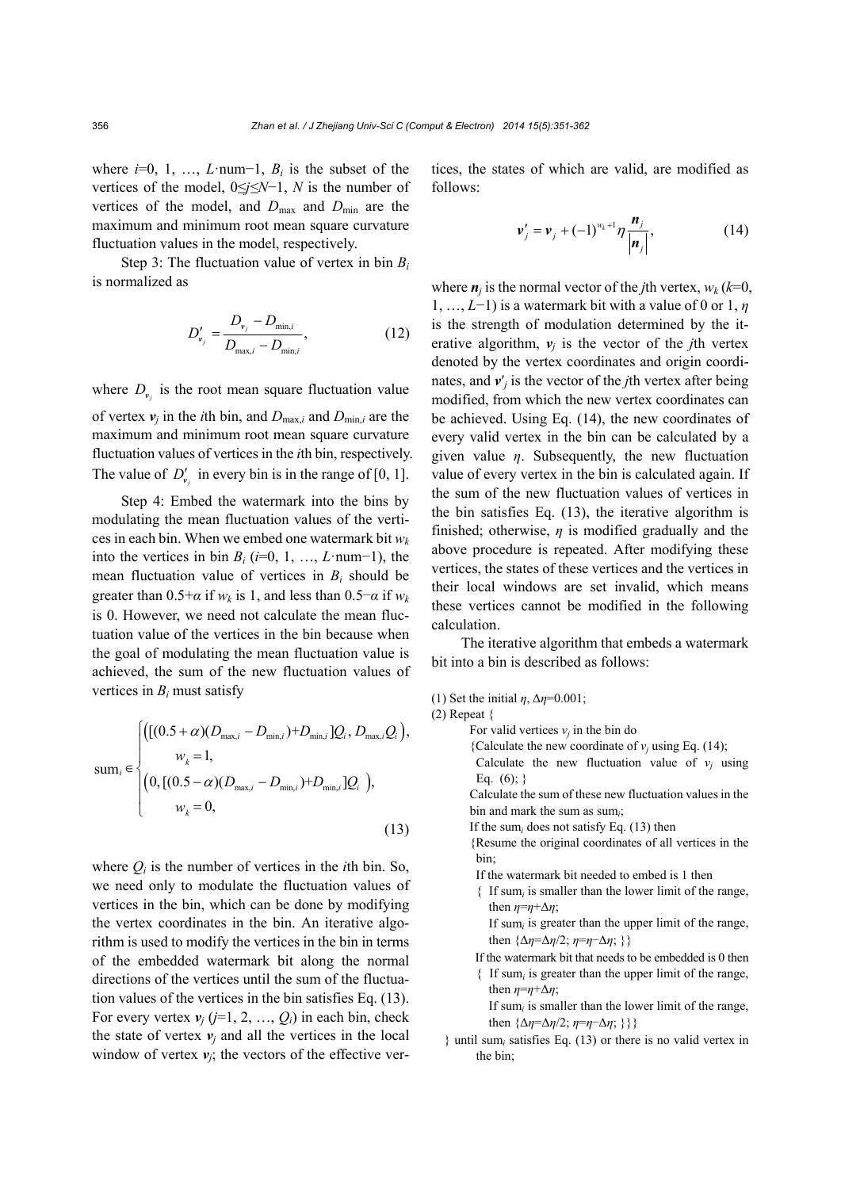where $i$=0, 1, …, $L$·num−1, $B_i$ is the subset of the vertices of the model, $0\leq j\leq N-1$, $N$ is the number of vertices of the model, and $D_{\max}$ and $D_{\min}$ are the maximum and minimum root mean square curvature fluctuation values in the model, respectively.

Step 3: The fluctuation value of vertex in bin $B_i$ is normalized as

$$D'_{v_j}=\frac{D_{v_j}-D_{\min,i}}{D_{\max,i}-D_{\min,i}}, \tag{12}$$

where $D_{v_j}$ is the root mean square fluctuation value of vertex $\boldsymbol{v}_j$ in the $i$th bin, and $D_{\max,i}$ and $D_{\min,i}$ are the maximum and minimum root mean square curvature fluctuation values of vertices in the $i$th bin, respectively. The value of $D'_{v_j}$ in every bin is in the range of [0, 1].

Step 4: Embed the watermark into the bins by modulating the mean fluctuation values of the vertices in each bin. When we embed one watermark bit $w_k$ into the vertices in bin $B_i$ ($i$=0, 1, …, $L$·num−1), the mean fluctuation value of vertices in $B_i$ should be greater than 0.5+$\alpha$ if $w_k$ is 1, and less than 0.5−$\alpha$ if $w_k$ is 0. However, we need not calculate the mean fluctuation value of the vertices in the bin because when the goal of modulating the mean fluctuation value is achieved, the sum of the new fluctuation values of vertices in $B_i$ must satisfy

$$\mathrm{sum}_i\in\begin{cases}\left([(0.5+\alpha)(D_{\max,i}-D_{\min,i})+D_{\min,i}]Q_i,\ D_{\max,i}Q_i\right), & w_k=1,\\ \left(0,\ [(0.5-\alpha)(D_{\max,i}-D_{\min,i})+D_{\min,i}]Q_i\right), & w_k=0,\end{cases} \tag{13}$$

where $Q_i$ is the number of vertices in the $i$th bin. So, we need only to modulate the fluctuation values of vertices in the bin, which can be done by modifying the vertex coordinates in the bin. An iterative algorithm is used to modify the vertices in the bin in terms of the embedded watermark bit along the normal directions of the vertices until the sum of the fluctuation values of the vertices in the bin satisfies Eq. (13). For every vertex $\boldsymbol{v}_j$ ($j$=1, 2, …, $Q_i$) in each bin, check the state of vertex $\boldsymbol{v}_j$ and all the vertices in the local window of vertex $\boldsymbol{v}_j$; the vectors of the effective vertices, the states of which are valid, are modified as follows:

$$\boldsymbol{v}'_j=\boldsymbol{v}_j+(-1)^{w_k+1}\eta\frac{\boldsymbol{n}_j}{|\boldsymbol{n}_j|}, \tag{14}$$

where $\boldsymbol{n}_j$ is the normal vector of the $j$th vertex, $w_k$ ($k$=0, 1, …, $L$−1) is a watermark bit with a value of 0 or 1, $\eta$ is the strength of modulation determined by the iterative algorithm, $\boldsymbol{v}_j$ is the vector of the $j$th vertex denoted by the vertex coordinates and origin coordinates, and $\boldsymbol{v}'_j$ is the vector of the $j$th vertex after being modified, from which the new vertex coordinates can be achieved. Using Eq. (14), the new coordinates of every valid vertex in the bin can be calculated by a given value $\eta$. Subsequently, the new fluctuation value of every vertex in the bin is calculated again. If the sum of the new fluctuation values of vertices in the bin satisfies Eq. (13), the iterative algorithm is finished; otherwise, $\eta$ is modified gradually and the above procedure is repeated. After modifying these vertices, the states of these vertices and the vertices in their local windows are set invalid, which means these vertices cannot be modified in the following calculation.

The iterative algorithm that embeds a watermark bit into a bin is described as follows:

```
(1) Set the initial η, Δη=0.001;
(2) Repeat {
        For valid vertices v_j in the bin do
        {Calculate the new coordinate of v_j using Eq. (14);
         Calculate the new fluctuation value of v_j using Eq. (6); }
        Calculate the sum of these new fluctuation values in the bin and mark the sum as sum_i;
        If the sum_i does not satisfy Eq. (13) then
        {Resume the original coordinates of all vertices in the bin;
         If the watermark bit needed to embed is 1 then
         {  If sum_i is smaller than the lower limit of the range, then η=η+Δη;
            If sum_i is greater than the upper limit of the range, then {Δη=Δη/2; η=η−Δη; }}
         If the watermark bit that needs to be embedded is 0 then
         {  If sum_i is greater than the upper limit of the range, then η=η+Δη;
            If sum_i is smaller than the lower limit of the range, then {Δη=Δη/2; η=η−Δη; }}}
   } until sum_i satisfies Eq. (13) or there is no valid vertex in the bin;
```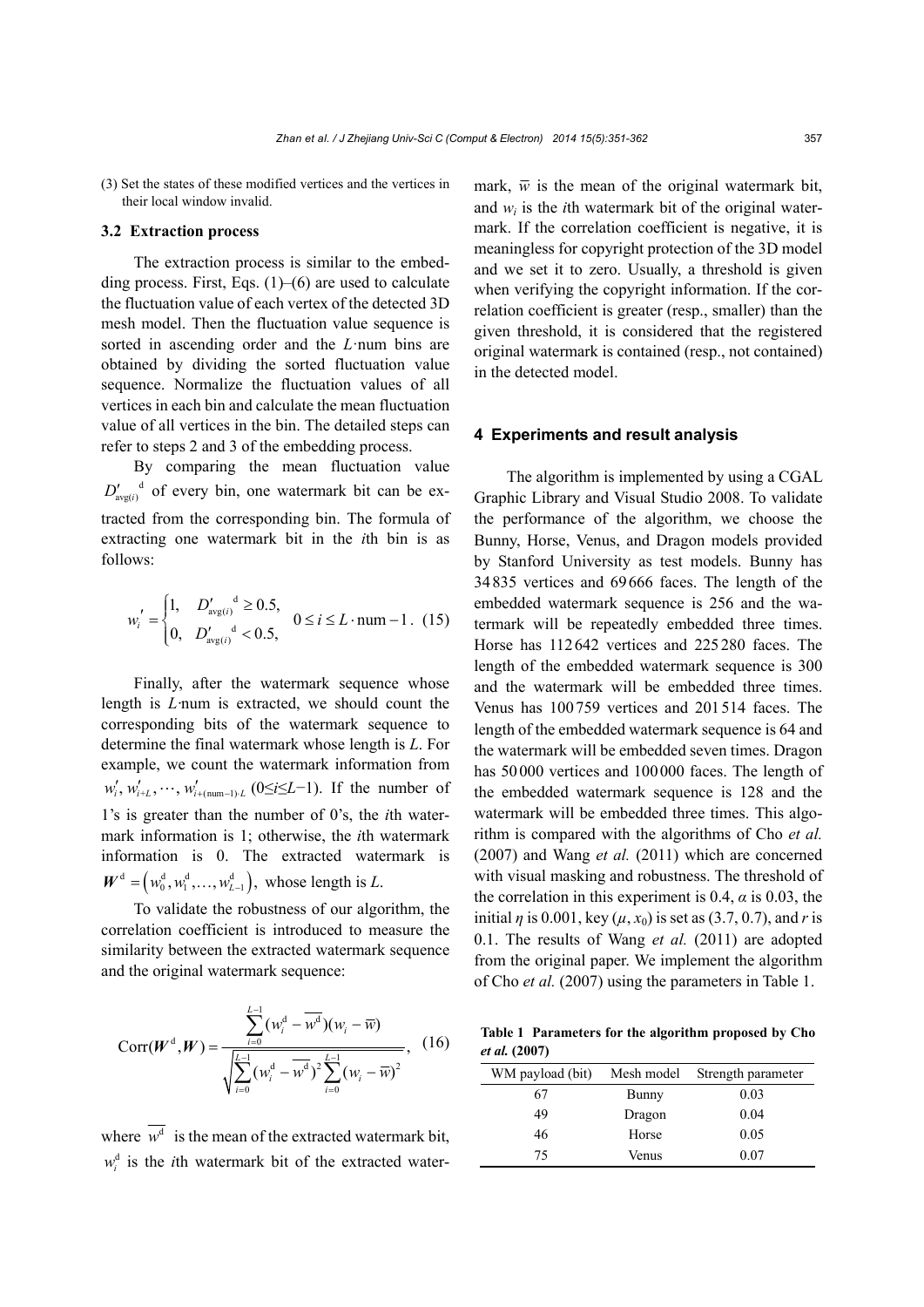(3) Set the states of these modified vertices and the vertices in their local window invalid.

### 3.2 Extraction process

The extraction process is similar to the embedding process. First, Eqs. (1)–(6) are used to calculate the fluctuation value of each vertex of the detected 3D mesh model. Then the fluctuation value sequence is sorted in ascending order and the $L$·num bins are obtained by dividing the sorted fluctuation value sequence. Normalize the fluctuation values of all vertices in each bin and calculate the mean fluctuation value of all vertices in the bin. The detailed steps can refer to steps 2 and 3 of the embedding process.

By comparing the mean fluctuation value ${D'_{\text{avg}(i)}}^{\text{d}}$ of every bin, one watermark bit can be extracted from the corresponding bin. The formula of extracting one watermark bit in the $i$th bin is as follows:

$$w_i' = \begin{cases} 1, & {D'_{\text{avg}(i)}}^{\text{d}} \geq 0.5, \\ 0, & {D'_{\text{avg}(i)}}^{\text{d}} < 0.5, \end{cases} \quad 0 \leq i \leq L \cdot \text{num} - 1. \quad (15)$$

Finally, after the watermark sequence whose length is $L$·num is extracted, we should count the corresponding bits of the watermark sequence to determine the final watermark whose length is $L$. For example, we count the watermark information from $w_i', w_{i+L}', \cdots, w_{i+(\text{num}-1)\cdot L}'$ ($0 \leq i \leq L-1$). If the number of 1's is greater than the number of 0's, the $i$th watermark information is 1; otherwise, the $i$th watermark information is 0. The extracted watermark is $\boldsymbol{W}^{\text{d}} = \left(w_0^{\text{d}}, w_1^{\text{d}}, \ldots, w_{L-1}^{\text{d}}\right)$, whose length is $L$.

To validate the robustness of our algorithm, the correlation coefficient is introduced to measure the similarity between the extracted watermark sequence and the original watermark sequence:

$$\text{Corr}(\boldsymbol{W}^{\text{d}}, \boldsymbol{W}) = \frac{\sum_{i=0}^{L-1}(w_i^{\text{d}} - \overline{w^{\text{d}}})(w_i - \overline{w})}{\sqrt{\sum_{i=0}^{L-1}(w_i^{\text{d}} - \overline{w^{\text{d}}})^2 \sum_{i=0}^{L-1}(w_i - \overline{w})^2}}, \quad (16)$$

where $\overline{w^{\text{d}}}$ is the mean of the extracted watermark bit, $w_i^{\text{d}}$ is the $i$th watermark bit of the extracted watermark, $\overline{w}$ is the mean of the original watermark bit, and $w_i$ is the $i$th watermark bit of the original watermark. If the correlation coefficient is negative, it is meaningless for copyright protection of the 3D model and we set it to zero. Usually, a threshold is given when verifying the copyright information. If the correlation coefficient is greater (resp., smaller) than the given threshold, it is considered that the registered original watermark is contained (resp., not contained) in the detected model.

## 4 Experiments and result analysis

The algorithm is implemented by using a CGAL Graphic Library and Visual Studio 2008. To validate the performance of the algorithm, we choose the Bunny, Horse, Venus, and Dragon models provided by Stanford University as test models. Bunny has 34835 vertices and 69666 faces. The length of the embedded watermark sequence is 256 and the watermark will be repeatedly embedded three times. Horse has 112642 vertices and 225280 faces. The length of the embedded watermark sequence is 300 and the watermark will be embedded three times. Venus has 100759 vertices and 201514 faces. The length of the embedded watermark sequence is 64 and the watermark will be embedded seven times. Dragon has 50000 vertices and 100000 faces. The length of the embedded watermark sequence is 128 and the watermark will be embedded three times. This algorithm is compared with the algorithms of Cho *et al.* (2007) and Wang *et al.* (2011) which are concerned with visual masking and robustness. The threshold of the correlation in this experiment is 0.4, $\alpha$ is 0.03, the initial $\eta$ is 0.001, key ($\mu$, $x_0$) is set as (3.7, 0.7), and $r$ is 0.1. The results of Wang *et al.* (2011) are adopted from the original paper. We implement the algorithm of Cho *et al.* (2007) using the parameters in Table 1.

**Table 1 Parameters for the algorithm proposed by Cho *et al.* (2007)**

| WM payload (bit) | Mesh model | Strength parameter |
|---|---|---|
| 67 | Bunny | 0.03 |
| 49 | Dragon | 0.04 |
| 46 | Horse | 0.05 |
| 75 | Venus | 0.07 |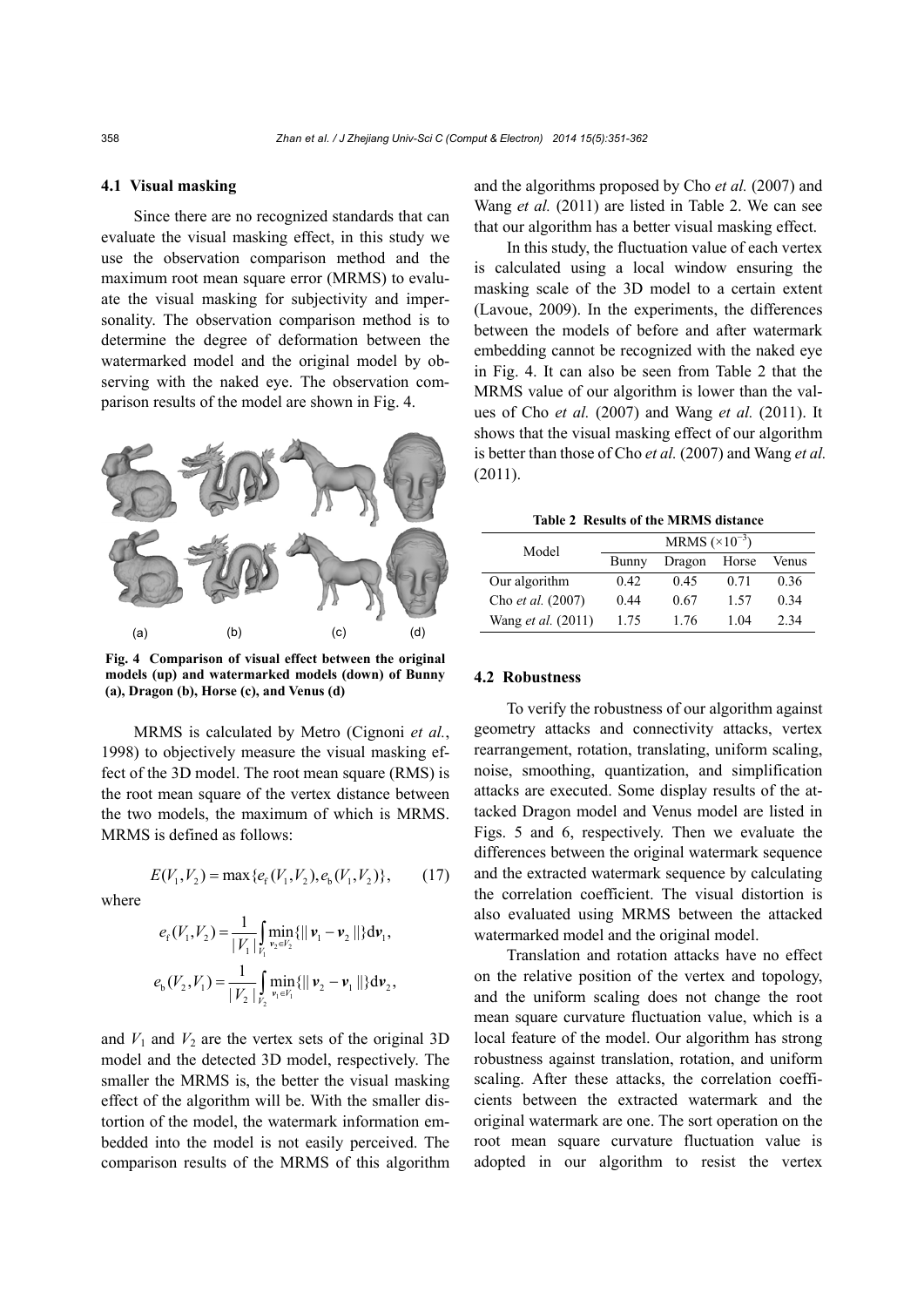### 4.1 Visual masking

Since there are no recognized standards that can evaluate the visual masking effect, in this study we use the observation comparison method and the maximum root mean square error (MRMS) to evaluate the visual masking for subjectivity and impersonality. The observation comparison method is to determine the degree of deformation between the watermarked model and the original model by observing with the naked eye. The observation comparison results of the model are shown in Fig. 4.

**Fig. 4 Comparison of visual effect between the original models (up) and watermarked models (down) of Bunny (a), Dragon (b), Horse (c), and Venus (d)**

MRMS is calculated by Metro (Cignoni *et al.*, 1998) to objectively measure the visual masking effect of the 3D model. The root mean square (RMS) is the root mean square of the vertex distance between the two models, the maximum of which is MRMS. MRMS is defined as follows:

$$E(V_1, V_2) = \max\{e_{\mathrm{f}}(V_1, V_2), e_{\mathrm{b}}(V_1, V_2)\}, \tag{17}$$

where

$$e_{\mathrm{f}}(V_1, V_2) = \frac{1}{|V_1|}\int_{V_1} \min_{\boldsymbol{v}_2 \in V_2}\{\|\boldsymbol{v}_1 - \boldsymbol{v}_2\|\}\mathrm{d}\boldsymbol{v}_1,$$

$$e_{\mathrm{b}}(V_2, V_1) = \frac{1}{|V_2|}\int_{V_2} \min_{\boldsymbol{v}_1 \in V_1}\{\|\boldsymbol{v}_2 - \boldsymbol{v}_1\|\}\mathrm{d}\boldsymbol{v}_2,$$

and $V_1$ and $V_2$ are the vertex sets of the original 3D model and the detected 3D model, respectively. The smaller the MRMS is, the better the visual masking effect of the algorithm will be. With the smaller distortion of the model, the watermark information embedded into the model is not easily perceived. The comparison results of the MRMS of this algorithm and the algorithms proposed by Cho *et al.* (2007) and Wang *et al.* (2011) are listed in Table 2. We can see that our algorithm has a better visual masking effect.

In this study, the fluctuation value of each vertex is calculated using a local window ensuring the masking scale of the 3D model to a certain extent (Lavoue, 2009). In the experiments, the differences between the models of before and after watermark embedding cannot be recognized with the naked eye in Fig. 4. It can also be seen from Table 2 that the MRMS value of our algorithm is lower than the values of Cho *et al.* (2007) and Wang *et al.* (2011). It shows that the visual masking effect of our algorithm is better than those of Cho *et al.* (2007) and Wang *et al.* (2011).

**Table 2 Results of the MRMS distance**

| Model | MRMS ($\times10^{-3}$) | | | |
|---|---|---|---|---|
| | Bunny | Dragon | Horse | Venus |
| Our algorithm | 0.42 | 0.45 | 0.71 | 0.36 |
| Cho *et al.* (2007) | 0.44 | 0.67 | 1.57 | 0.34 |
| Wang *et al.* (2011) | 1.75 | 1.76 | 1.04 | 2.34 |

### 4.2 Robustness

To verify the robustness of our algorithm against geometry attacks and connectivity attacks, vertex rearrangement, rotation, translating, uniform scaling, noise, smoothing, quantization, and simplification attacks are executed. Some display results of the attacked Dragon model and Venus model are listed in Figs. 5 and 6, respectively. Then we evaluate the differences between the original watermark sequence and the extracted watermark sequence by calculating the correlation coefficient. The visual distortion is also evaluated using MRMS between the attacked watermarked model and the original model.

Translation and rotation attacks have no effect on the relative position of the vertex and topology, and the uniform scaling does not change the root mean square curvature fluctuation value, which is a local feature of the model. Our algorithm has strong robustness against translation, rotation, and uniform scaling. After these attacks, the correlation coefficients between the extracted watermark and the original watermark are one. The sort operation on the root mean square curvature fluctuation value is adopted in our algorithm to resist the vertex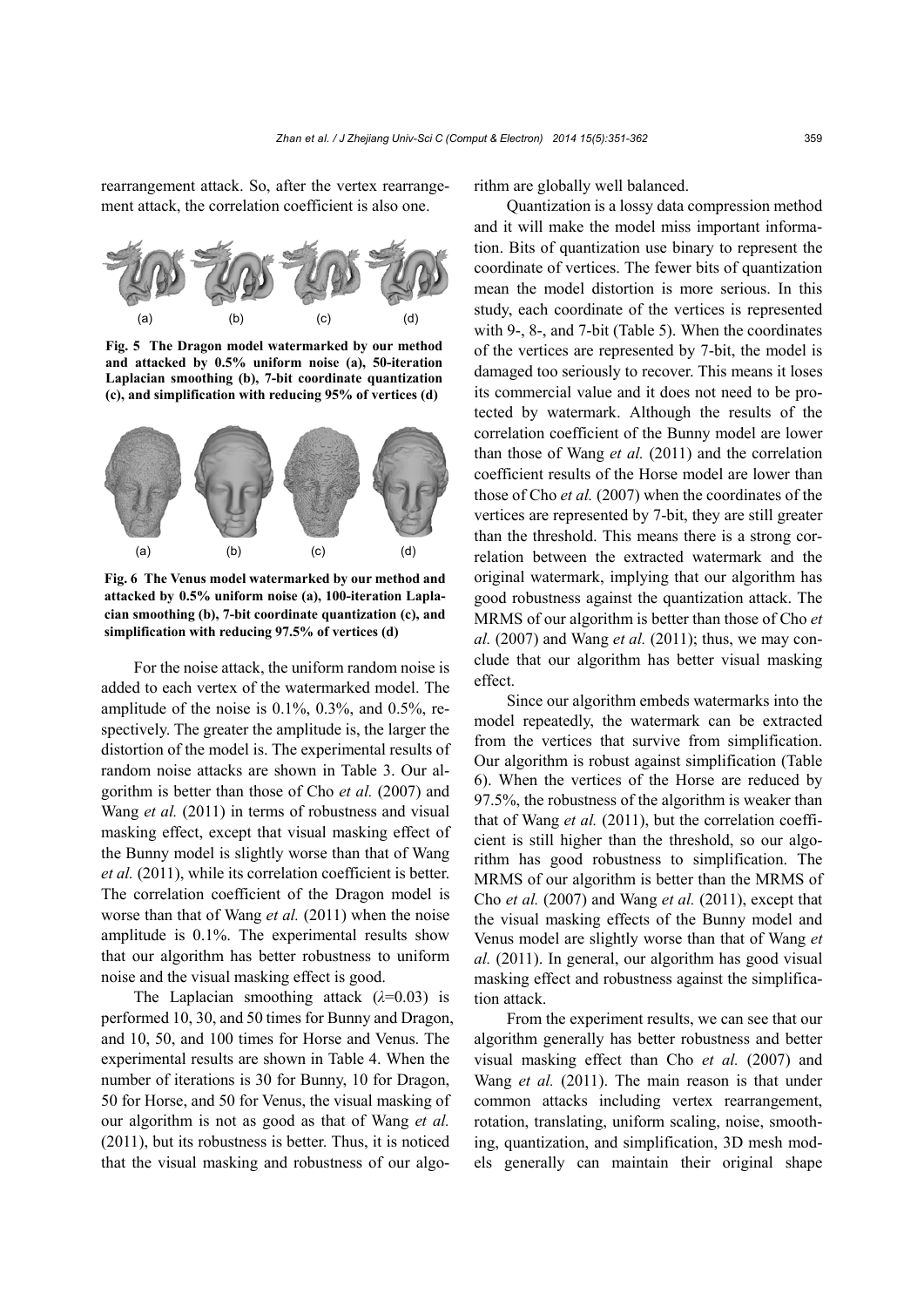rearrangement attack. So, after the vertex rearrangement attack, the correlation coefficient is also one.

**Fig. 5 The Dragon model watermarked by our method and attacked by 0.5% uniform noise (a), 50-iteration Laplacian smoothing (b), 7-bit coordinate quantization (c), and simplification with reducing 95% of vertices (d)**

**Fig. 6 The Venus model watermarked by our method and attacked by 0.5% uniform noise (a), 100-iteration Laplacian smoothing (b), 7-bit coordinate quantization (c), and simplification with reducing 97.5% of vertices (d)**

For the noise attack, the uniform random noise is added to each vertex of the watermarked model. The amplitude of the noise is 0.1%, 0.3%, and 0.5%, respectively. The greater the amplitude is, the larger the distortion of the model is. The experimental results of random noise attacks are shown in Table 3. Our algorithm is better than those of Cho *et al.* (2007) and Wang *et al.* (2011) in terms of robustness and visual masking effect, except that visual masking effect of the Bunny model is slightly worse than that of Wang *et al.* (2011), while its correlation coefficient is better. The correlation coefficient of the Dragon model is worse than that of Wang *et al.* (2011) when the noise amplitude is 0.1%. The experimental results show that our algorithm has better robustness to uniform noise and the visual masking effect is good.

The Laplacian smoothing attack ($\lambda$=0.03) is performed 10, 30, and 50 times for Bunny and Dragon, and 10, 50, and 100 times for Horse and Venus. The experimental results are shown in Table 4. When the number of iterations is 30 for Bunny, 10 for Dragon, 50 for Horse, and 50 for Venus, the visual masking of our algorithm is not as good as that of Wang *et al.* (2011), but its robustness is better. Thus, it is noticed that the visual masking and robustness of our algorithm are globally well balanced.

Quantization is a lossy data compression method and it will make the model miss important information. Bits of quantization use binary to represent the coordinate of vertices. The fewer bits of quantization mean the model distortion is more serious. In this study, each coordinate of the vertices is represented with 9-, 8-, and 7-bit (Table 5). When the coordinates of the vertices are represented by 7-bit, the model is damaged too seriously to recover. This means it loses its commercial value and it does not need to be protected by watermark. Although the results of the correlation coefficient of the Bunny model are lower than those of Wang *et al.* (2011) and the correlation coefficient results of the Horse model are lower than those of Cho *et al.* (2007) when the coordinates of the vertices are represented by 7-bit, they are still greater than the threshold. This means there is a strong correlation between the extracted watermark and the original watermark, implying that our algorithm has good robustness against the quantization attack. The MRMS of our algorithm is better than those of Cho *et al.* (2007) and Wang *et al.* (2011); thus, we may conclude that our algorithm has better visual masking effect.

Since our algorithm embeds watermarks into the model repeatedly, the watermark can be extracted from the vertices that survive from simplification. Our algorithm is robust against simplification (Table 6). When the vertices of the Horse are reduced by 97.5%, the robustness of the algorithm is weaker than that of Wang *et al.* (2011), but the correlation coefficient is still higher than the threshold, so our algorithm has good robustness to simplification. The MRMS of our algorithm is better than the MRMS of Cho *et al.* (2007) and Wang *et al.* (2011), except that the visual masking effects of the Bunny model and Venus model are slightly worse than that of Wang *et al.* (2011). In general, our algorithm has good visual masking effect and robustness against the simplification attack.

From the experiment results, we can see that our algorithm generally has better robustness and better visual masking effect than Cho *et al.* (2007) and Wang *et al.* (2011). The main reason is that under common attacks including vertex rearrangement, rotation, translating, uniform scaling, noise, smoothing, quantization, and simplification, 3D mesh models generally can maintain their original shape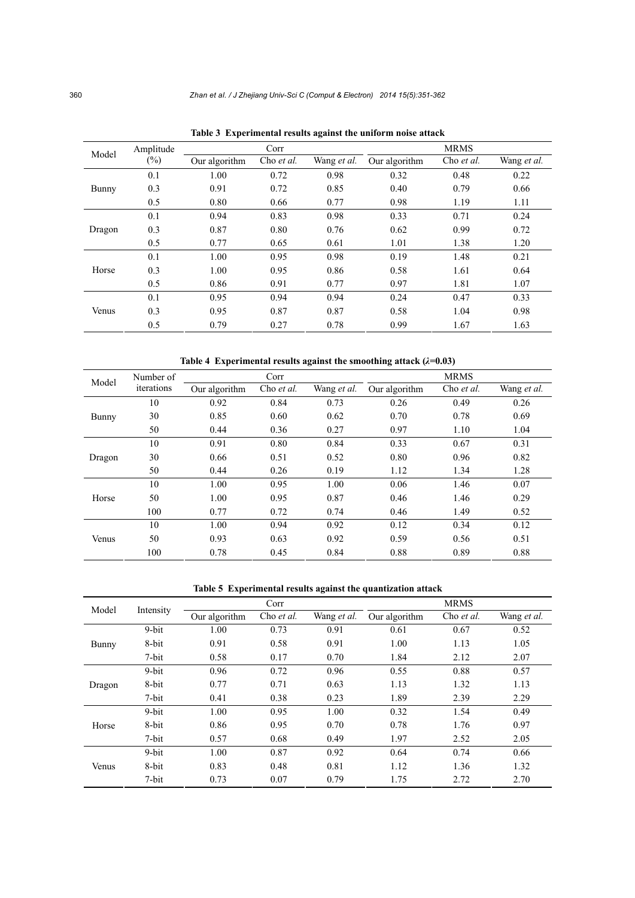**Table 3 Experimental results against the uniform noise attack**

| Model | Amplitude (%) | Corr | | | MRMS | | |
|---|---|---|---|---|---|---|---|
| | | Our algorithm | Cho *et al.* | Wang *et al.* | Our algorithm | Cho *et al.* | Wang *et al.* |
| Bunny | 0.1 | 1.00 | 0.72 | 0.98 | 0.32 | 0.48 | 0.22 |
| | 0.3 | 0.91 | 0.72 | 0.85 | 0.40 | 0.79 | 0.66 |
| | 0.5 | 0.80 | 0.66 | 0.77 | 0.98 | 1.19 | 1.11 |
| Dragon | 0.1 | 0.94 | 0.83 | 0.98 | 0.33 | 0.71 | 0.24 |
| | 0.3 | 0.87 | 0.80 | 0.76 | 0.62 | 0.99 | 0.72 |
| | 0.5 | 0.77 | 0.65 | 0.61 | 1.01 | 1.38 | 1.20 |
| Horse | 0.1 | 1.00 | 0.95 | 0.98 | 0.19 | 1.48 | 0.21 |
| | 0.3 | 1.00 | 0.95 | 0.86 | 0.58 | 1.61 | 0.64 |
| | 0.5 | 0.86 | 0.91 | 0.77 | 0.97 | 1.81 | 1.07 |
| Venus | 0.1 | 0.95 | 0.94 | 0.94 | 0.24 | 0.47 | 0.33 |
| | 0.3 | 0.95 | 0.87 | 0.87 | 0.58 | 1.04 | 0.98 |
| | 0.5 | 0.79 | 0.27 | 0.78 | 0.99 | 1.67 | 1.63 |

**Table 4 Experimental results against the smoothing attack ($\lambda$=0.03)**

| Model | Number of iterations | Corr | | | MRMS | | |
|---|---|---|---|---|---|---|---|
| | | Our algorithm | Cho *et al.* | Wang *et al.* | Our algorithm | Cho *et al.* | Wang *et al.* |
| Bunny | 10 | 0.92 | 0.84 | 0.73 | 0.26 | 0.49 | 0.26 |
| | 30 | 0.85 | 0.60 | 0.62 | 0.70 | 0.78 | 0.69 |
| | 50 | 0.44 | 0.36 | 0.27 | 0.97 | 1.10 | 1.04 |
| Dragon | 10 | 0.91 | 0.80 | 0.84 | 0.33 | 0.67 | 0.31 |
| | 30 | 0.66 | 0.51 | 0.52 | 0.80 | 0.96 | 0.82 |
| | 50 | 0.44 | 0.26 | 0.19 | 1.12 | 1.34 | 1.28 |
| Horse | 10 | 1.00 | 0.95 | 1.00 | 0.06 | 1.46 | 0.07 |
| | 50 | 1.00 | 0.95 | 0.87 | 0.46 | 1.46 | 0.29 |
| | 100 | 0.77 | 0.72 | 0.74 | 0.46 | 1.49 | 0.52 |
| Venus | 10 | 1.00 | 0.94 | 0.92 | 0.12 | 0.34 | 0.12 |
| | 50 | 0.93 | 0.63 | 0.92 | 0.59 | 0.56 | 0.51 |
| | 100 | 0.78 | 0.45 | 0.84 | 0.88 | 0.89 | 0.88 |

**Table 5 Experimental results against the quantization attack**

| Model | Intensity | Corr | | | MRMS | | |
|---|---|---|---|---|---|---|---|
| | | Our algorithm | Cho *et al.* | Wang *et al.* | Our algorithm | Cho *et al.* | Wang *et al.* |
| Bunny | 9-bit | 1.00 | 0.73 | 0.91 | 0.61 | 0.67 | 0.52 |
| | 8-bit | 0.91 | 0.58 | 0.91 | 1.00 | 1.13 | 1.05 |
| | 7-bit | 0.58 | 0.17 | 0.70 | 1.84 | 2.12 | 2.07 |
| Dragon | 9-bit | 0.96 | 0.72 | 0.96 | 0.55 | 0.88 | 0.57 |
| | 8-bit | 0.77 | 0.71 | 0.63 | 1.13 | 1.32 | 1.13 |
| | 7-bit | 0.41 | 0.38 | 0.23 | 1.89 | 2.39 | 2.29 |
| Horse | 9-bit | 1.00 | 0.95 | 1.00 | 0.32 | 1.54 | 0.49 |
| | 8-bit | 0.86 | 0.95 | 0.70 | 0.78 | 1.76 | 0.97 |
| | 7-bit | 0.57 | 0.68 | 0.49 | 1.97 | 2.52 | 2.05 |
| Venus | 9-bit | 1.00 | 0.87 | 0.92 | 0.64 | 0.74 | 0.66 |
| | 8-bit | 0.83 | 0.48 | 0.81 | 1.12 | 1.36 | 1.32 |
| | 7-bit | 0.73 | 0.07 | 0.79 | 1.75 | 2.72 | 2.70 |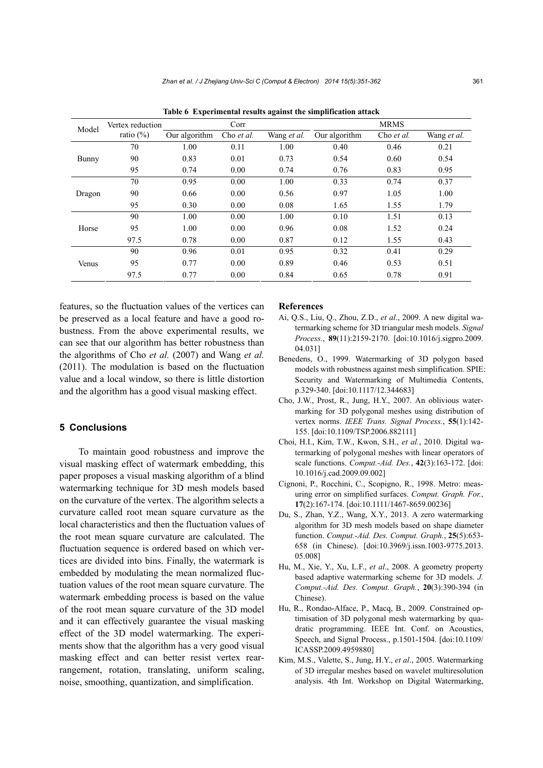**Table 6 Experimental results against the simplification attack**

| Model | Vertex reduction ratio (%) | Corr | | | MRMS | | |
|---|---|---|---|---|---|---|---|
| | | Our algorithm | Cho *et al.* | Wang *et al.* | Our algorithm | Cho *et al.* | Wang *et al.* |
| Bunny | 70 | 1.00 | 0.11 | 1.00 | 0.40 | 0.46 | 0.21 |
| | 90 | 0.83 | 0.01 | 0.73 | 0.54 | 0.60 | 0.54 |
| | 95 | 0.74 | 0.00 | 0.74 | 0.76 | 0.83 | 0.95 |
| Dragon | 70 | 0.95 | 0.00 | 1.00 | 0.33 | 0.74 | 0.37 |
| | 90 | 0.66 | 0.00 | 0.56 | 0.97 | 1.05 | 1.00 |
| | 95 | 0.30 | 0.00 | 0.08 | 1.65 | 1.55 | 1.79 |
| Horse | 90 | 1.00 | 0.00 | 1.00 | 0.10 | 1.51 | 0.13 |
| | 95 | 1.00 | 0.00 | 0.96 | 0.08 | 1.52 | 0.24 |
| | 97.5 | 0.78 | 0.00 | 0.87 | 0.12 | 1.55 | 0.43 |
| Venus | 90 | 0.96 | 0.01 | 0.95 | 0.32 | 0.41 | 0.29 |
| | 95 | 0.77 | 0.00 | 0.89 | 0.46 | 0.53 | 0.51 |
| | 97.5 | 0.77 | 0.00 | 0.84 | 0.65 | 0.78 | 0.91 |

features, so the fluctuation values of the vertices can be preserved as a local feature and have a good robustness. From the above experimental results, we can see that our algorithm has better robustness than the algorithms of Cho *et al.* (2007) and Wang *et al.* (2011). The modulation is based on the fluctuation value and a local window, so there is little distortion and the algorithm has a good visual masking effect.

## 5 Conclusions

To maintain good robustness and improve the visual masking effect of watermark embedding, this paper proposes a visual masking algorithm of a blind watermarking technique for 3D mesh models based on the curvature of the vertex. The algorithm selects a curvature called root mean square curvature as the local characteristics and then the fluctuation values of the root mean square curvature are calculated. The fluctuation sequence is ordered based on which vertices are divided into bins. Finally, the watermark is embedded by modulating the mean normalized fluctuation values of the root mean square curvature. The watermark embedding process is based on the value of the root mean square curvature of the 3D model and it can effectively guarantee the visual masking effect of the 3D model watermarking. The experiments show that the algorithm has a very good visual masking effect and can better resist vertex rearrangement, rotation, translating, uniform scaling, noise, smoothing, quantization, and simplification.

## References

Ai, Q.S., Liu, Q., Zhou, Z.D., *et al*., 2009. A new digital watermarking scheme for 3D triangular mesh models. *Signal Process.*, **89**(11):2159-2170. [doi:10.1016/j.sigpro.2009.04.031]

Benedens, O., 1999. Watermarking of 3D polygon based models with robustness against mesh simplification. SPIE: Security and Watermarking of Multimedia Contents, p.329-340. [doi:10.1117/12.344683]

Cho, J.W., Prost, R., Jung, H.Y., 2007. An oblivious watermarking for 3D polygonal meshes using distribution of vertex norms. *IEEE Trans. Signal Process.*, **55**(1):142-155. [doi:10.1109/TSP.2006.882111]

Choi, H.I., Kim, T.W., Kwon, S.H., *et al.*, 2010. Digital watermarking of polygonal meshes with linear operators of scale functions. *Comput.-Aid. Des.*, **42**(3):163-172. [doi:10.1016/j.cad.2009.09.002]

Cignoni, P., Rocchini, C., Scopigno, R., 1998. Metro: measuring error on simplified surfaces. *Comput. Graph. For.*, **17**(2):167-174. [doi:10.1111/1467-8659.00236]

Du, S., Zhan, Y.Z., Wang, X.Y., 2013. A zero watermarking algorithm for 3D mesh models based on shape diameter function. *Comput.-Aid. Des. Comput. Graph.*, **25**(5):653-658 (in Chinese). [doi:10.3969/j.issn.1003-9775.2013.05.008]

Hu, M., Xie, Y., Xu, L.F., *et al*., 2008. A geometry property based adaptive watermarking scheme for 3D models. *J. Comput.-Aid. Des. Comput. Graph.*, **20**(3):390-394 (in Chinese).

Hu, R., Rondao-Alface, P., Macq, B., 2009. Constrained optimisation of 3D polygonal mesh watermarking by quadratic programming. IEEE Int. Conf. on Acoustics, Speech, and Signal Process., p.1501-1504. [doi:10.1109/ICASSP.2009.4959880]

Kim, M.S., Valette, S., Jung, H.Y., *et al*., 2005. Watermarking of 3D irregular meshes based on wavelet multiresolution analysis. 4th Int. Workshop on Digital Watermarking,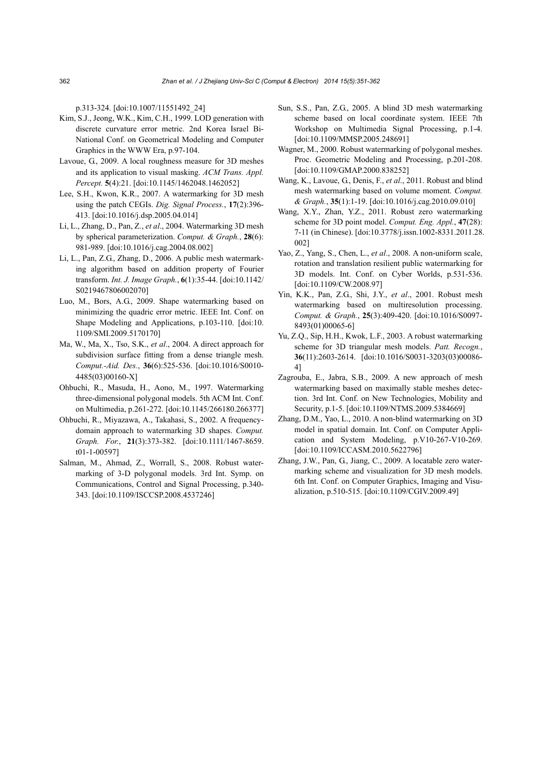p.313-324. [doi:10.1007/11551492_24]

Kim, S.J., Jeong, W.K., Kim, C.H., 1999. LOD generation with discrete curvature error metric. 2nd Korea Israel Bi-National Conf. on Geometrical Modeling and Computer Graphics in the WWW Era, p.97-104.

Lavoue, G., 2009. A local roughness measure for 3D meshes and its application to visual masking. *ACM Trans. Appl. Percept.* **5**(4):21. [doi:10.1145/1462048.1462052]

Lee, S.H., Kwon, K.R., 2007. A watermarking for 3D mesh using the patch CEGIs. *Dig. Signal Process.*, **17**(2):396-413. [doi:10.1016/j.dsp.2005.04.014]

Li, L., Zhang, D., Pan, Z., *et al*., 2004. Watermarking 3D mesh by spherical parameterization. *Comput. & Graph.*, **28**(6): 981-989. [doi:10.1016/j.cag.2004.08.002]

Li, L., Pan, Z.G., Zhang, D., 2006. A public mesh watermarking algorithm based on addition property of Fourier transform. *Int. J. Image Graph.*, **6**(1):35-44. [doi:10.1142/S0219467806002070]

Luo, M., Bors, A.G., 2009. Shape watermarking based on minimizing the quadric error metric. IEEE Int. Conf. on Shape Modeling and Applications, p.103-110. [doi:10.1109/SMI.2009.5170170]

Ma, W., Ma, X., Tso, S.K., *et al*., 2004. A direct approach for subdivision surface fitting from a dense triangle mesh. *Comput.-Aid. Des.*, **36**(6):525-536. [doi:10.1016/S0010-4485(03)00160-X]

Ohbuchi, R., Masuda, H., Aono, M., 1997. Watermarking three-dimensional polygonal models. 5th ACM Int. Conf. on Multimedia, p.261-272. [doi:10.1145/266180.266377]

Ohbuchi, R., Miyazawa, A., Takahasi, S., 2002. A frequency-domain approach to watermarking 3D shapes. *Comput. Graph. For.*, **21**(3):373-382. [doi:10.1111/1467-8659.t01-1-00597]

Salman, M., Ahmad, Z., Worrall, S., 2008. Robust watermarking of 3-D polygonal models. 3rd Int. Symp. on Communications, Control and Signal Processing, p.340-343. [doi:10.1109/ISCCSP.2008.4537246]

Sun, S.S., Pan, Z.G., 2005. A blind 3D mesh watermarking scheme based on local coordinate system. IEEE 7th Workshop on Multimedia Signal Processing, p.1-4. [doi:10.1109/MMSP.2005.248691]

Wagner, M., 2000. Robust watermarking of polygonal meshes. Proc. Geometric Modeling and Processing, p.201-208. [doi:10.1109/GMAP.2000.838252]

Wang, K., Lavoue, G., Denis, F., *et al*., 2011. Robust and blind mesh watermarking based on volume moment. *Comput. & Graph.*, **35**(1):1-19. [doi:10.1016/j.cag.2010.09.010]

Wang, X.Y., Zhan, Y.Z., 2011. Robust zero watermarking scheme for 3D point model. *Comput. Eng. Appl.*, **47**(28): 7-11 (in Chinese). [doi:10.3778/j.issn.1002-8331.2011.28.002]

Yao, Z., Yang, S., Chen, L., *et al*., 2008. A non-uniform scale, rotation and translation resilient public watermarking for 3D models. Int. Conf. on Cyber Worlds, p.531-536. [doi:10.1109/CW.2008.97]

Yin, K.K., Pan, Z.G., Shi, J.Y., *et al*., 2001. Robust mesh watermarking based on multiresolution processing. *Comput. & Graph.*, **25**(3):409-420. [doi:10.1016/S0097-8493(01)00065-6]

Yu, Z.Q., Sip, H.H., Kwok, L.F., 2003. A robust watermarking scheme for 3D triangular mesh models. *Patt. Recogn.*, **36**(11):2603-2614. [doi:10.1016/S0031-3203(03)00086-4]

Zagrouba, E., Jabra, S.B., 2009. A new approach of mesh watermarking based on maximally stable meshes detection. 3rd Int. Conf. on New Technologies, Mobility and Security, p.1-5. [doi:10.1109/NTMS.2009.5384669]

Zhang, D.M., Yao, L., 2010. A non-blind watermarking on 3D model in spatial domain. Int. Conf. on Computer Application and System Modeling, p.V10-267-V10-269. [doi:10.1109/ICCASM.2010.5622796]

Zhang, J.W., Pan, G., Jiang, C., 2009. A locatable zero watermarking scheme and visualization for 3D mesh models. 6th Int. Conf. on Computer Graphics, Imaging and Visualization, p.510-515. [doi:10.1109/CGIV.2009.49]